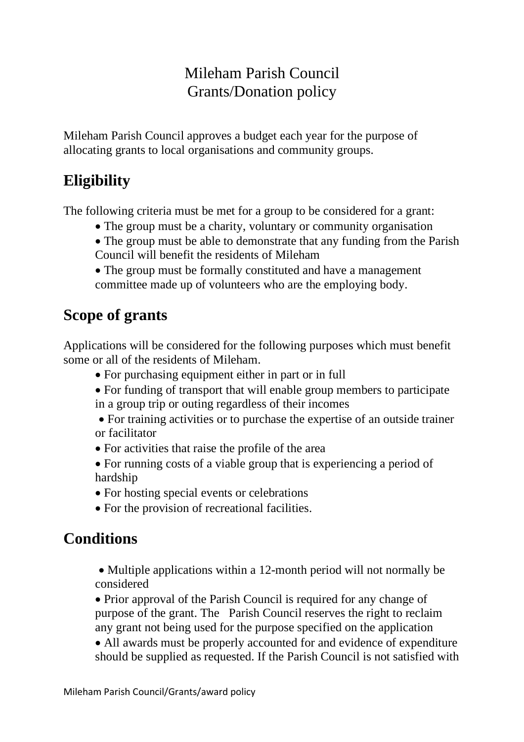# Mileham Parish Council
# Grants/Donation policy

Mileham Parish Council approves a budget each year for the purpose of allocating grants to local organisations and community groups.

## Eligibility

The following criteria must be met for a group to be considered for a grant:

- The group must be a charity, voluntary or community organisation
- The group must be able to demonstrate that any funding from the Parish Council will benefit the residents of Mileham
- The group must be formally constituted and have a management committee made up of volunteers who are the employing body.

## Scope of grants

Applications will be considered for the following purposes which must benefit some or all of the residents of Mileham.

- For purchasing equipment either in part or in full
- For funding of transport that will enable group members to participate in a group trip or outing regardless of their incomes
- For training activities or to purchase the expertise of an outside trainer or facilitator
- For activities that raise the profile of the area
- For running costs of a viable group that is experiencing a period of hardship
- For hosting special events or celebrations
- For the provision of recreational facilities.

## Conditions

- Multiple applications within a 12-month period will not normally be considered
- Prior approval of the Parish Council is required for any change of purpose of the grant. The Parish Council reserves the right to reclaim any grant not being used for the purpose specified on the application
- All awards must be properly accounted for and evidence of expenditure should be supplied as requested. If the Parish Council is not satisfied with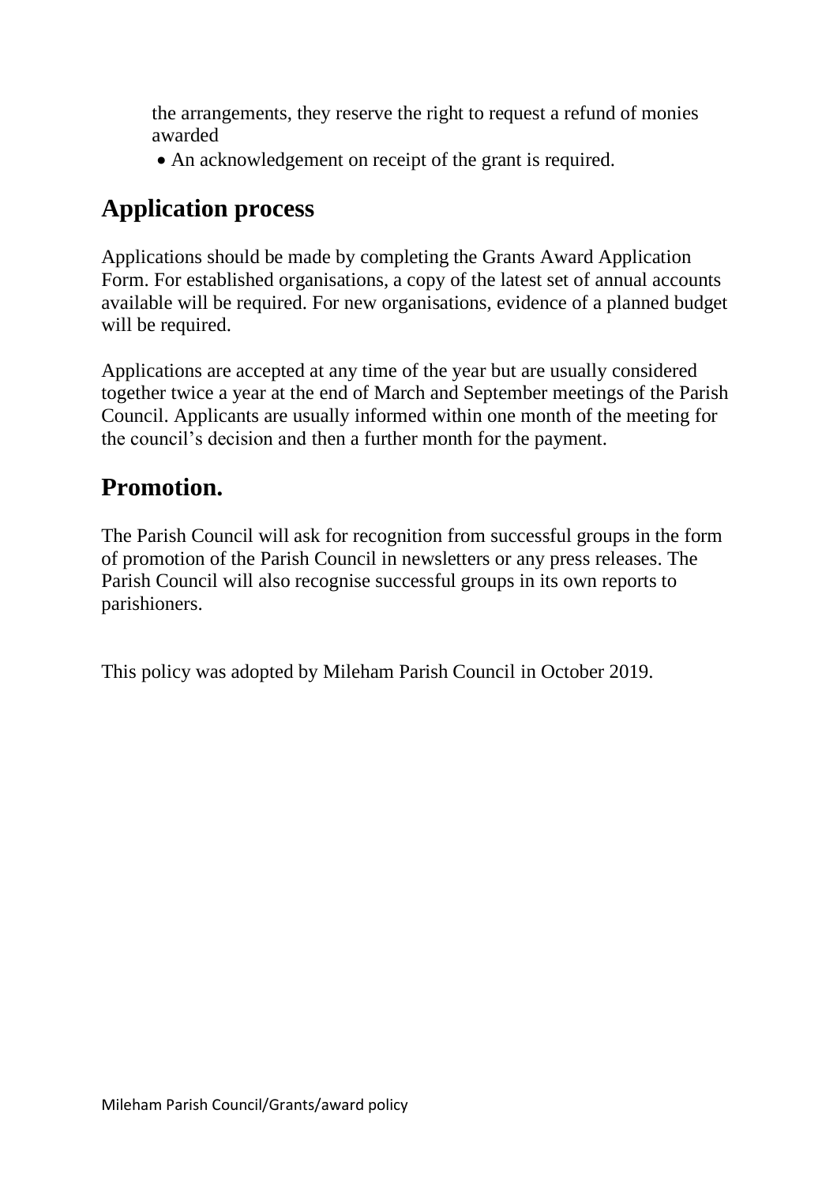the arrangements, they reserve the right to request a refund of monies awarded

- An acknowledgement on receipt of the grant is required.

## Application process

Applications should be made by completing the Grants Award Application Form. For established organisations, a copy of the latest set of annual accounts available will be required. For new organisations, evidence of a planned budget will be required.

Applications are accepted at any time of the year but are usually considered together twice a year at the end of March and September meetings of the Parish Council. Applicants are usually informed within one month of the meeting for the council's decision and then a further month for the payment.

## Promotion.

The Parish Council will ask for recognition from successful groups in the form of promotion of the Parish Council in newsletters or any press releases. The Parish Council will also recognise successful groups in its own reports to parishioners.

This policy was adopted by Mileham Parish Council in October 2019.